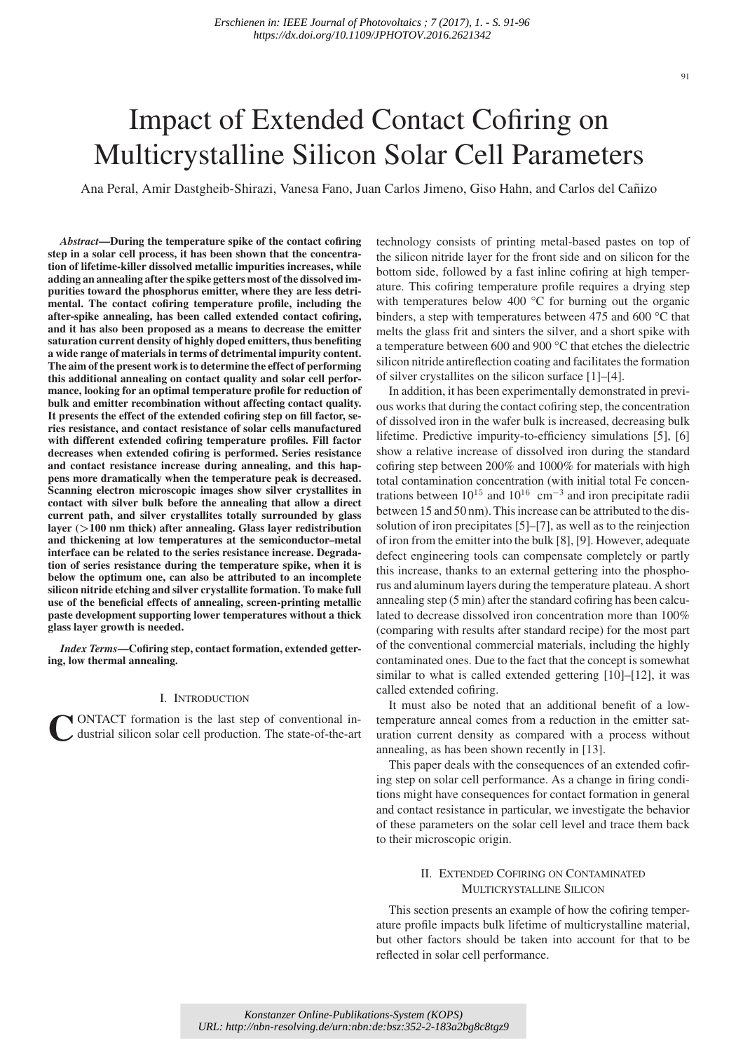# Impact of Extended Contact Cofiring on Multicrystalline Silicon Solar Cell Parameters

Ana Peral, Amir Dastgheib-Shirazi, Vanesa Fano, Juan Carlos Jimeno, Giso Hahn, and Carlos del Cañizo

***Abstract*—During the temperature spike of the contact cofiring step in a solar cell process, it has been shown that the concentration of lifetime-killer dissolved metallic impurities increases, while adding an annealing after the spike getters most of the dissolved impurities toward the phosphorus emitter, where they are less detrimental. The contact cofiring temperature profile, including the after-spike annealing, has been called extended contact cofiring, and it has also been proposed as a means to decrease the emitter saturation current density of highly doped emitters, thus benefiting a wide range of materials in terms of detrimental impurity content. The aim of the present work is to determine the effect of performing this additional annealing on contact quality and solar cell performance, looking for an optimal temperature profile for reduction of bulk and emitter recombination without affecting contact quality. It presents the effect of the extended cofiring step on fill factor, series resistance, and contact resistance of solar cells manufactured with different extended cofiring temperature profiles. Fill factor decreases when extended cofiring is performed. Series resistance and contact resistance increase during annealing, and this happens more dramatically when the temperature peak is decreased. Scanning electron microscopic images show silver crystallites in contact with silver bulk before the annealing that allow a direct current path, and silver crystallites totally surrounded by glass layer (>100 nm thick) after annealing. Glass layer redistribution and thickening at low temperatures at the semiconductor–metal interface can be related to the series resistance increase. Degradation of series resistance during the temperature spike, when it is below the optimum one, can also be attributed to an incomplete silicon nitride etching and silver crystallite formation. To make full use of the beneficial effects of annealing, screen-printing metallic paste development supporting lower temperatures without a thick glass layer growth is needed.**

***Index Terms*—Cofiring step, contact formation, extended gettering, low thermal annealing.**

## I. Introduction

Contact formation is the last step of conventional industrial silicon solar cell production. The state-of-the-art technology consists of printing metal-based pastes on top of the silicon nitride layer for the front side and on silicon for the bottom side, followed by a fast inline cofiring at high temperature. This cofiring temperature profile requires a drying step with temperatures below 400 °C for burning out the organic binders, a step with temperatures between 475 and 600 °C that melts the glass frit and sinters the silver, and a short spike with a temperature between 600 and 900 °C that etches the dielectric silicon nitride antireflection coating and facilitates the formation of silver crystallites on the silicon surface [1]–[4].

In addition, it has been experimentally demonstrated in previous works that during the contact cofiring step, the concentration of dissolved iron in the wafer bulk is increased, decreasing bulk lifetime. Predictive impurity-to-efficiency simulations [5], [6] show a relative increase of dissolved iron during the standard cofiring step between 200% and 1000% for materials with high total contamination concentration (with initial total Fe concentrations between $10^{15}$ and $10^{16}$ $cm^{-3}$ and iron precipitate radii between 15 and 50 nm). This increase can be attributed to the dissolution of iron precipitates [5]–[7], as well as to the reinjection of iron from the emitter into the bulk [8], [9]. However, adequate defect engineering tools can compensate completely or partly this increase, thanks to an external gettering into the phosphorus and aluminum layers during the temperature plateau. A short annealing step (5 min) after the standard cofiring has been calculated to decrease dissolved iron concentration more than 100% (comparing with results after standard recipe) for the most part of the conventional commercial materials, including the highly contaminated ones. Due to the fact that the concept is somewhat similar to what is called extended gettering [10]–[12], it was called extended cofiring.

It must also be noted that an additional benefit of a low-temperature anneal comes from a reduction in the emitter saturation current density as compared with a process without annealing, as has been shown recently in [13].

This paper deals with the consequences of an extended cofiring step on solar cell performance. As a change in firing conditions might have consequences for contact formation in general and contact resistance in particular, we investigate the behavior of these parameters on the solar cell level and trace them back to their microscopic origin.

## II. Extended Cofiring on Contaminated Multicrystalline Silicon

This section presents an example of how the cofiring temperature profile impacts bulk lifetime of multicrystalline material, but other factors should be taken into account for that to be reflected in solar cell performance.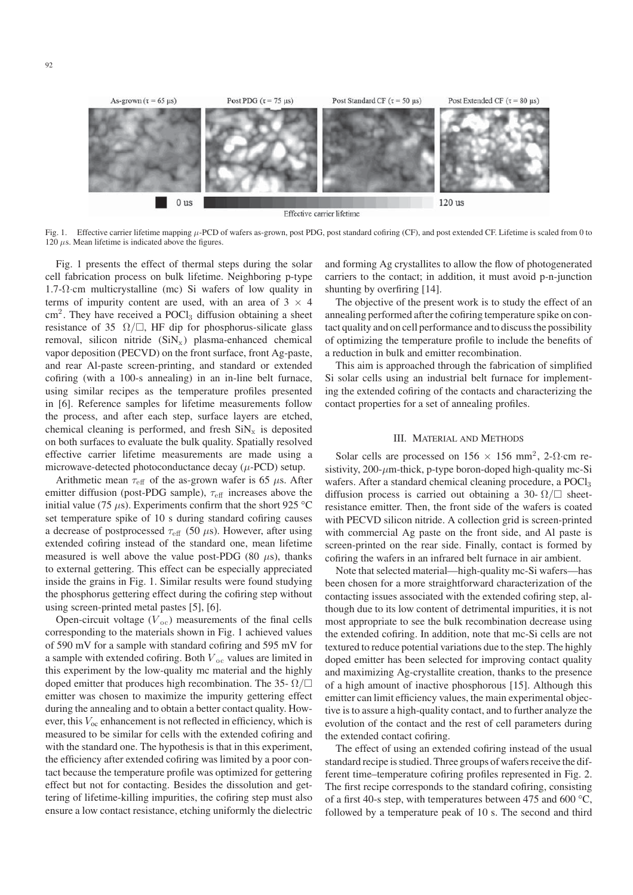Fig. 1. Effective carrier lifetime mapping $\mu$-PCD of wafers as-grown, post PDG, post standard cofiring (CF), and post extended CF. Lifetime is scaled from 0 to 120 $\mu$s. Mean lifetime is indicated above the figures.

Fig. 1 presents the effect of thermal steps during the solar cell fabrication process on bulk lifetime. Neighboring p-type 1.7-$\Omega$·cm multicrystalline (mc) Si wafers of low quality in terms of impurity content are used, with an area of 3 × 4 cm$^2$. They have received a $POCl_3$ diffusion obtaining a sheet resistance of 35 $\Omega/\square$, HF dip for phosphorus-silicate glass removal, silicon nitride ($SiN_x$) plasma-enhanced chemical vapor deposition (PECVD) on the front surface, front Ag-paste, and rear Al-paste screen-printing, and standard or extended cofiring (with a 100-s annealing) in an in-line belt furnace, using similar recipes as the temperature profiles presented in [6]. Reference samples for lifetime measurements follow the process, and after each step, surface layers are etched, chemical cleaning is performed, and fresh $SiN_x$ is deposited on both surfaces to evaluate the bulk quality. Spatially resolved effective carrier lifetime measurements are made using a microwave-detected photoconductance decay ($\mu$-PCD) setup.

Arithmetic mean $\tau_{\mathrm{eff}}$ of the as-grown wafer is 65 $\mu$s. After emitter diffusion (post-PDG sample), $\tau_{\mathrm{eff}}$ increases above the initial value (75 $\mu$s). Experiments confirm that the short 925 °C set temperature spike of 10 s during standard cofiring causes a decrease of postprocessed $\tau_{\mathrm{eff}}$ (50 $\mu$s). However, after using extended cofiring instead of the standard one, mean lifetime measured is well above the value post-PDG (80 $\mu$s), thanks to external gettering. This effect can be especially appreciated inside the grains in Fig. 1. Similar results were found studying the phosphorus gettering effect during the cofiring step without using screen-printed metal pastes [5], [6].

Open-circuit voltage ($V_{\mathrm{oc}}$) measurements of the final cells corresponding to the materials shown in Fig. 1 achieved values of 590 mV for a sample with standard cofiring and 595 mV for a sample with extended cofiring. Both $V_{\mathrm{oc}}$ values are limited in this experiment by the low-quality mc material and the highly doped emitter that produces high recombination. The 35- $\Omega/\square$ emitter was chosen to maximize the impurity gettering effect during the annealing and to obtain a better contact quality. However, this $V_{\mathrm{oc}}$ enhancement is not reflected in efficiency, which is measured to be similar for cells with the extended cofiring and with the standard one. The hypothesis is that in this experiment, the efficiency after extended cofiring was limited by a poor contact because the temperature profile was optimized for gettering effect but not for contacting. Besides the dissolution and gettering of lifetime-killing impurities, the cofiring step must also ensure a low contact resistance, etching uniformly the dielectric and forming Ag crystallites to allow the flow of photogenerated carriers to the contact; in addition, it must avoid p-n-junction shunting by overfiring [14].

The objective of the present work is to study the effect of an annealing performed after the cofiring temperature spike on contact quality and on cell performance and to discuss the possibility of optimizing the temperature profile to include the benefits of a reduction in bulk and emitter recombination.

This aim is approached through the fabrication of simplified Si solar cells using an industrial belt furnace for implementing the extended cofiring of the contacts and characterizing the contact properties for a set of annealing profiles.

## III. Material and Methods

Solar cells are processed on 156 × 156 mm$^2$, 2-$\Omega$·cm resistivity, 200-$\mu$m-thick, p-type boron-doped high-quality mc-Si wafers. After a standard chemical cleaning procedure, a $POCl_3$ diffusion process is carried out obtaining a 30- $\Omega/\square$ sheet-resistance emitter. Then, the front side of the wafers is coated with PECVD silicon nitride. A collection grid is screen-printed with commercial Ag paste on the front side, and Al paste is screen-printed on the rear side. Finally, contact is formed by cofiring the wafers in an infrared belt furnace in air ambient.

Note that selected material—high-quality mc-Si wafers—has been chosen for a more straightforward characterization of the contacting issues associated with the extended cofiring step, although due to its low content of detrimental impurities, it is not most appropriate to see the bulk recombination decrease using the extended cofiring. In addition, note that mc-Si cells are not textured to reduce potential variations due to the step. The highly doped emitter has been selected for improving contact quality and maximizing Ag-crystallite creation, thanks to the presence of a high amount of inactive phosphorous [15]. Although this emitter can limit efficiency values, the main experimental objective is to assure a high-quality contact, and to further analyze the evolution of the contact and the rest of cell parameters during the extended contact cofiring.

The effect of using an extended cofiring instead of the usual standard recipe is studied. Three groups of wafers receive the different time–temperature cofiring profiles represented in Fig. 2. The first recipe corresponds to the standard cofiring, consisting of a first 40-s step, with temperatures between 475 and 600 °C, followed by a temperature peak of 10 s. The second and third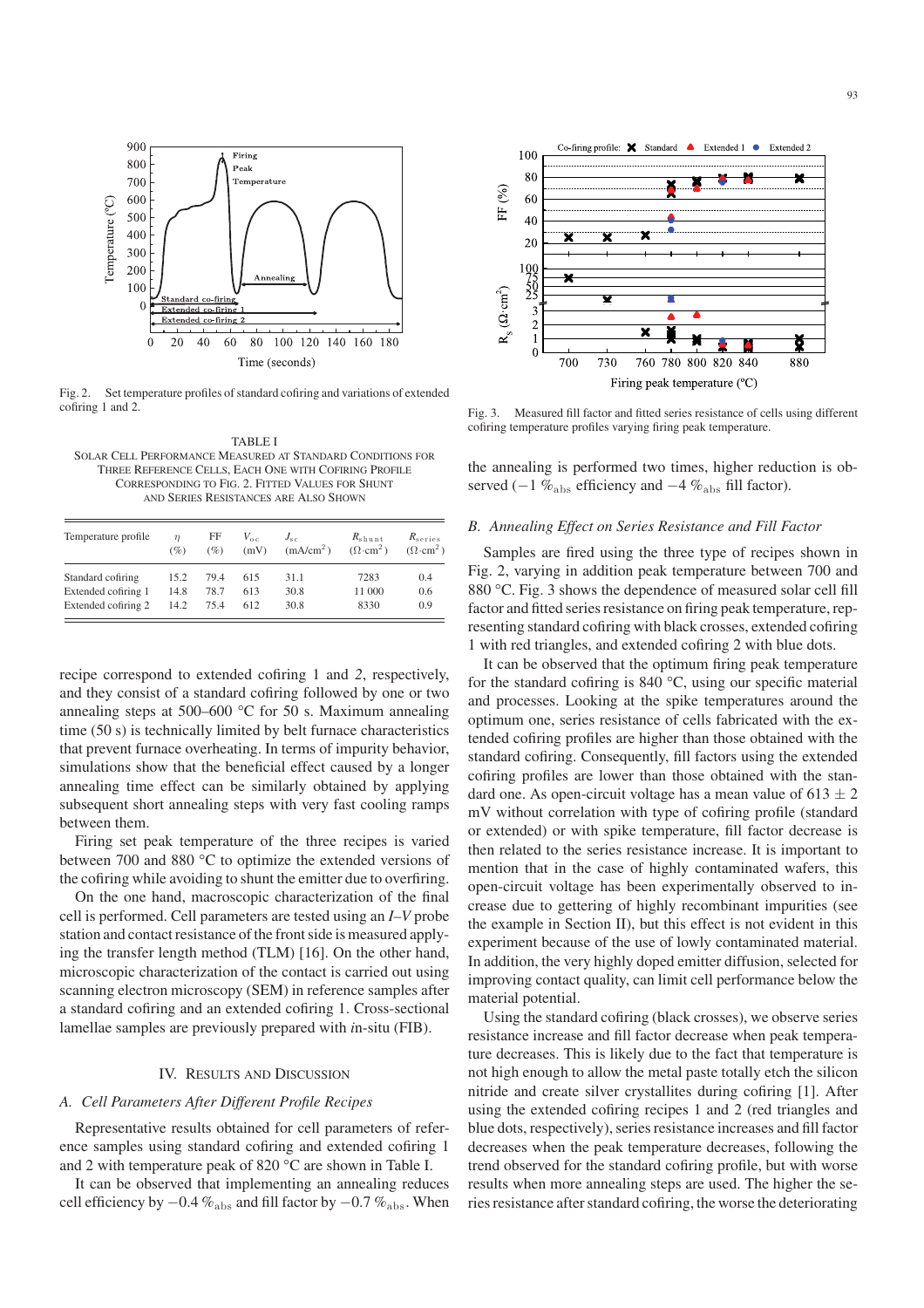Fig. 2. Set temperature profiles of standard cofiring and variations of extended cofiring 1 and 2.

TABLE I
SOLAR CELL PERFORMANCE MEASURED AT STANDARD CONDITIONS FOR THREE REFERENCE CELLS, EACH ONE WITH COFIRING PROFILE CORRESPONDING TO FIG. 2. FITTED VALUES FOR SHUNT AND SERIES RESISTANCES ARE ALSO SHOWN

| Temperature profile | $\eta$ (%) | FF (%) | $V_{oc}$ (mV) | $J_{sc}$ (mA/cm$^2$) | $R_{shunt}$ ($\Omega$·cm$^2$) | $R_{series}$ ($\Omega$·cm$^2$) |
|---|---|---|---|---|---|---|
| Standard cofiring | 15.2 | 79.4 | 615 | 31.1 | 7283 | 0.4 |
| Extended cofiring 1 | 14.8 | 78.7 | 613 | 30.8 | 11 000 | 0.6 |
| Extended cofiring 2 | 14.2 | 75.4 | 612 | 30.8 | 8330 | 0.9 |

recipe correspond to extended cofiring 1 and *2*, respectively, and they consist of a standard cofiring followed by one or two annealing steps at 500–600 °C for 50 s. Maximum annealing time (50 s) is technically limited by belt furnace characteristics that prevent furnace overheating. In terms of impurity behavior, simulations show that the beneficial effect caused by a longer annealing time effect can be similarly obtained by applying subsequent short annealing steps with very fast cooling ramps between them.

Firing set peak temperature of the three recipes is varied between 700 and 880 °C to optimize the extended versions of the cofiring while avoiding to shunt the emitter due to overfiring.

On the one hand, macroscopic characterization of the final cell is performed. Cell parameters are tested using an *I–V* probe station and contact resistance of the front side is measured applying the transfer length method (TLM) [16]. On the other hand, microscopic characterization of the contact is carried out using scanning electron microscopy (SEM) in reference samples after a standard cofiring and an extended cofiring 1. Cross-sectional lamellae samples are previously prepared with *i*n-situ (FIB).

## IV. Results and Discussion

### A. Cell Parameters After Different Profile Recipes

Representative results obtained for cell parameters of reference samples using standard cofiring and extended cofiring 1 and 2 with temperature peak of 820 °C are shown in Table I.

It can be observed that implementing an annealing reduces cell efficiency by $-0.4\,\%_{\rm abs}$ and fill factor by $-0.7\,\%_{\rm abs}$. When the annealing is performed two times, higher reduction is observed ($-1\,\%_{\rm abs}$ efficiency and $-4\,\%_{\rm abs}$ fill factor).

Fig. 3. Measured fill factor and fitted series resistance of cells using different cofiring temperature profiles varying firing peak temperature.

### B. Annealing Effect on Series Resistance and Fill Factor

Samples are fired using the three type of recipes shown in Fig. 2, varying in addition peak temperature between 700 and 880 °C. Fig. 3 shows the dependence of measured solar cell fill factor and fitted series resistance on firing peak temperature, representing standard cofiring with black crosses, extended cofiring 1 with red triangles, and extended cofiring 2 with blue dots.

It can be observed that the optimum firing peak temperature for the standard cofiring is 840 °C, using our specific material and processes. Looking at the spike temperatures around the optimum one, series resistance of cells fabricated with the extended cofiring profiles are higher than those obtained with the standard cofiring. Consequently, fill factors using the extended cofiring profiles are lower than those obtained with the standard one. As open-circuit voltage has a mean value of 613 ± 2 mV without correlation with type of cofiring profile (standard or extended) or with spike temperature, fill factor decrease is then related to the series resistance increase. It is important to mention that in the case of highly contaminated wafers, this open-circuit voltage has been experimentally observed to increase due to gettering of highly recombinant impurities (see the example in Section II), but this effect is not evident in this experiment because of the use of lowly contaminated material. In addition, the very highly doped emitter diffusion, selected for improving contact quality, can limit cell performance below the material potential.

Using the standard cofiring (black crosses), we observe series resistance increase and fill factor decrease when peak temperature decreases. This is likely due to the fact that temperature is not high enough to allow the metal paste totally etch the silicon nitride and create silver crystallites during cofiring [1]. After using the extended cofiring recipes 1 and 2 (red triangles and blue dots, respectively), series resistance increases and fill factor decreases when the peak temperature decreases, following the trend observed for the standard cofiring profile, but with worse results when more annealing steps are used. The higher the series resistance after standard cofiring, the worse the deteriorating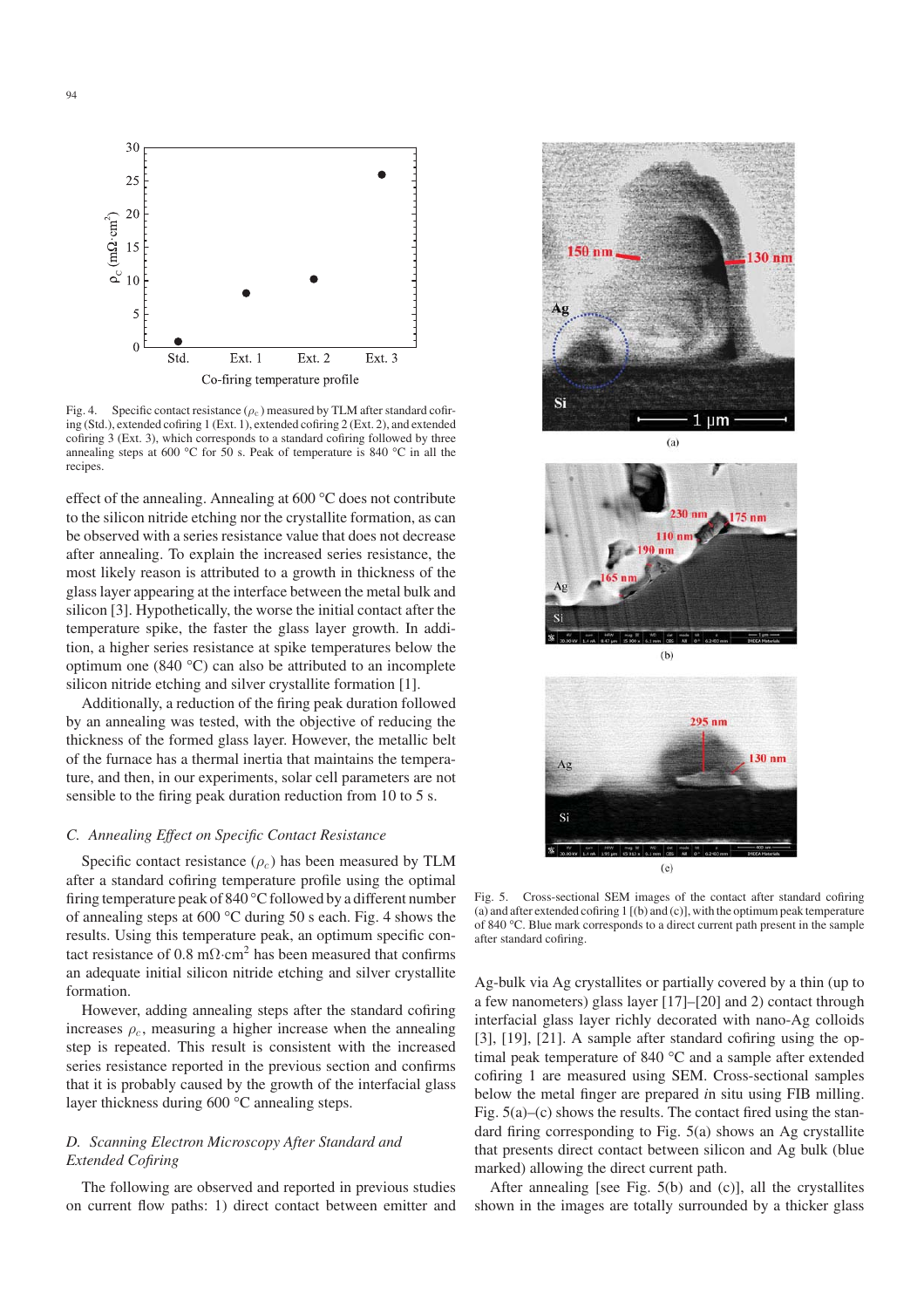Fig. 4. Specific contact resistance ($\rho_c$) measured by TLM after standard cofiring (Std.), extended cofiring 1 (Ext. 1), extended cofiring 2 (Ext. 2), and extended cofiring 3 (Ext. 3), which corresponds to a standard cofiring followed by three annealing steps at 600 °C for 50 s. Peak of temperature is 840 °C in all the recipes.

effect of the annealing. Annealing at 600 °C does not contribute to the silicon nitride etching nor the crystallite formation, as can be observed with a series resistance value that does not decrease after annealing. To explain the increased series resistance, the most likely reason is attributed to a growth in thickness of the glass layer appearing at the interface between the metal bulk and silicon [3]. Hypothetically, the worse the initial contact after the temperature spike, the faster the glass layer growth. In addition, a higher series resistance at spike temperatures below the optimum one (840 °C) can also be attributed to an incomplete silicon nitride etching and silver crystallite formation [1].

Additionally, a reduction of the firing peak duration followed by an annealing was tested, with the objective of reducing the thickness of the formed glass layer. However, the metallic belt of the furnace has a thermal inertia that maintains the temperature, and then, in our experiments, solar cell parameters are not sensible to the firing peak duration reduction from 10 to 5 s.

### C. Annealing Effect on Specific Contact Resistance

Specific contact resistance ($\rho_c$) has been measured by TLM after a standard cofiring temperature profile using the optimal firing temperature peak of 840 °C followed by a different number of annealing steps at 600 °C during 50 s each. Fig. 4 shows the results. Using this temperature peak, an optimum specific contact resistance of 0.8 m$\Omega$·cm$^2$ has been measured that confirms an adequate initial silicon nitride etching and silver crystallite formation.

However, adding annealing steps after the standard cofiring increases $\rho_c$, measuring a higher increase when the annealing step is repeated. This result is consistent with the increased series resistance reported in the previous section and confirms that it is probably caused by the growth of the interfacial glass layer thickness during 600 °C annealing steps.

### D. Scanning Electron Microscopy After Standard and Extended Cofiring

The following are observed and reported in previous studies on current flow paths: 1) direct contact between emitter and Ag-bulk via Ag crystallites or partially covered by a thin (up to a few nanometers) glass layer [17]–[20] and 2) contact through interfacial glass layer richly decorated with nano-Ag colloids [3], [19], [21]. A sample after standard cofiring using the optimal peak temperature of 840 °C and a sample after extended cofiring 1 are measured using SEM. Cross-sectional samples below the metal finger are prepared *in situ* using FIB milling. Fig. 5(a)–(c) shows the results. The contact fired using the standard firing corresponding to Fig. 5(a) shows an Ag crystallite that presents direct contact between silicon and Ag bulk (blue marked) allowing the direct current path.

After annealing [see Fig. 5(b) and (c)], all the crystallites shown in the images are totally surrounded by a thicker glass

Fig. 5. Cross-sectional SEM images of the contact after standard cofiring (a) and after extended cofiring 1 [(b) and (c)], with the optimum peak temperature of 840 °C. Blue mark corresponds to a direct current path present in the sample after standard cofiring.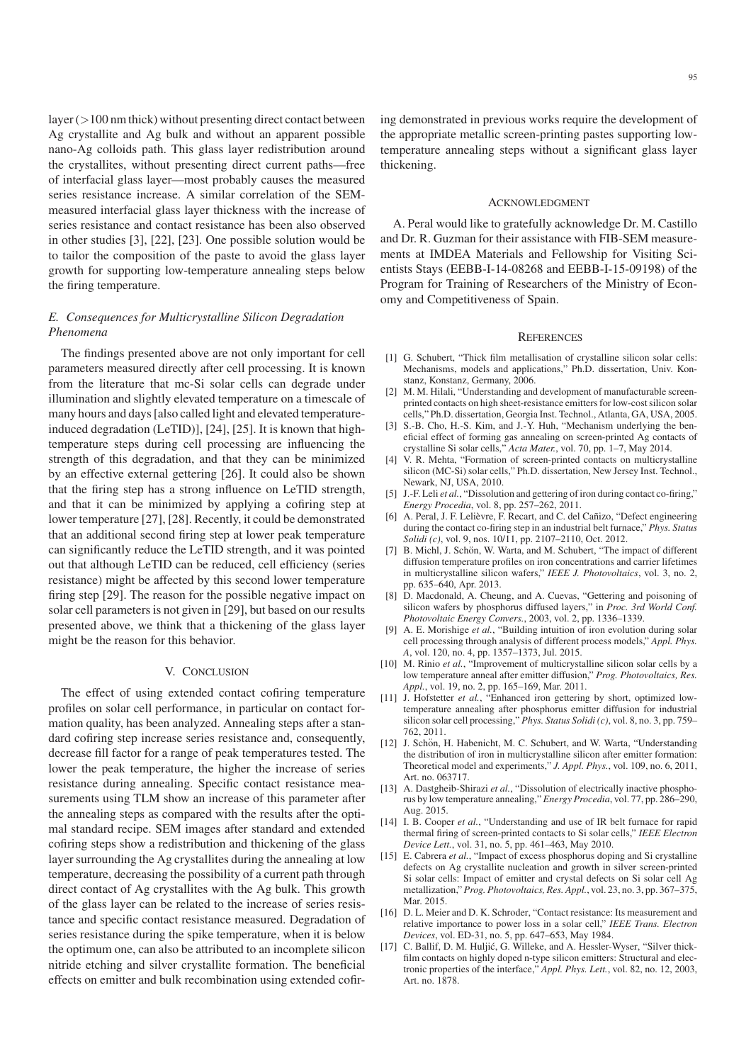layer (>100 nm thick) without presenting direct contact between Ag crystallite and Ag bulk and without an apparent possible nano-Ag colloids path. This glass layer redistribution around the crystallites, without presenting direct current paths—free of interfacial glass layer—most probably causes the measured series resistance increase. A similar correlation of the SEM-measured interfacial glass layer thickness with the increase of series resistance and contact resistance has been also observed in other studies [3], [22], [23]. One possible solution would be to tailor the composition of the paste to avoid the glass layer growth for supporting low-temperature annealing steps below the firing temperature.

### *E. Consequences for Multicrystalline Silicon Degradation Phenomena*

The findings presented above are not only important for cell parameters measured directly after cell processing. It is known from the literature that mc-Si solar cells can degrade under illumination and slightly elevated temperature on a timescale of many hours and days [also called light and elevated temperature-induced degradation (LeTID)], [24], [25]. It is known that high-temperature steps during cell processing are influencing the strength of this degradation, and that they can be minimized by an effective external gettering [26]. It could also be shown that the firing step has a strong influence on LeTID strength, and that it can be minimized by applying a cofiring step at lower temperature [27], [28]. Recently, it could be demonstrated that an additional second firing step at lower peak temperature can significantly reduce the LeTID strength, and it was pointed out that although LeTID can be reduced, cell efficiency (series resistance) might be affected by this second lower temperature firing step [29]. The reason for the possible negative impact on solar cell parameters is not given in [29], but based on our results presented above, we think that a thickening of the glass layer might be the reason for this behavior.

## V. Conclusion

The effect of using extended contact cofiring temperature profiles on solar cell performance, in particular on contact formation quality, has been analyzed. Annealing steps after a standard cofiring step increase series resistance and, consequently, decrease fill factor for a range of peak temperatures tested. The lower the peak temperature, the higher the increase of series resistance during annealing. Specific contact resistance measurements using TLM show an increase of this parameter after the annealing steps as compared with the results after the optimal standard recipe. SEM images after standard and extended cofiring steps show a redistribution and thickening of the glass layer surrounding the Ag crystallites during the annealing at low temperature, decreasing the possibility of a current path through direct contact of Ag crystallites with the Ag bulk. This growth of the glass layer can be related to the increase of series resistance and specific contact resistance measured. Degradation of series resistance during the spike temperature, when it is below the optimum one, can also be attributed to an incomplete silicon nitride etching and silver crystallite formation. The beneficial effects on emitter and bulk recombination using extended cofiring demonstrated in previous works require the development of the appropriate metallic screen-printing pastes supporting low-temperature annealing steps without a significant glass layer thickening.

## Acknowledgment

A. Peral would like to gratefully acknowledge Dr. M. Castillo and Dr. R. Guzman for their assistance with FIB-SEM measurements at IMDEA Materials and Fellowship for Visiting Scientists Stays (EEBB-I-14-08268 and EEBB-I-15-09198) of the Program for Training of Researchers of the Ministry of Economy and Competitiveness of Spain.

## References

[1] G. Schubert, "Thick film metallisation of crystalline silicon solar cells: Mechanisms, models and applications," Ph.D. dissertation, Univ. Konstanz, Konstanz, Germany, 2006.

[2] M. M. Hilali, "Understanding and development of manufacturable screen-printed contacts on high sheet-resistance emitters for low-cost silicon solar cells," Ph.D. dissertation, Georgia Inst. Technol., Atlanta, GA, USA, 2005.

[3] S.-B. Cho, H.-S. Kim, and J.-Y. Huh, "Mechanism underlying the beneficial effect of forming gas annealing on screen-printed Ag contacts of crystalline Si solar cells," *Acta Mater.*, vol. 70, pp. 1–7, May 2014.

[4] V. R. Mehta, "Formation of screen-printed contacts on multicrystalline silicon (MC-Si) solar cells," Ph.D. dissertation, New Jersey Inst. Technol., Newark, NJ, USA, 2010.

[5] J.-F. Leli *et al.*, "Dissolution and gettering of iron during contact co-firing," *Energy Procedia*, vol. 8, pp. 257–262, 2011.

[6] A. Peral, J. F. Lelièvre, F. Recart, and C. del Cañizo, "Defect engineering during the contact co-firing step in an industrial belt furnace," *Phys. Status Solidi (c)*, vol. 9, nos. 10/11, pp. 2107–2110, Oct. 2012.

[7] B. Michl, J. Schön, W. Warta, and M. Schubert, "The impact of different diffusion temperature profiles on iron concentrations and carrier lifetimes in multicrystalline silicon wafers," *IEEE J. Photovoltaics*, vol. 3, no. 2, pp. 635–640, Apr. 2013.

[8] D. Macdonald, A. Cheung, and A. Cuevas, "Gettering and poisoning of silicon wafers by phosphorus diffused layers," in *Proc. 3rd World Conf. Photovoltaic Energy Convers.*, 2003, vol. 2, pp. 1336–1339.

[9] A. E. Morishige *et al.*, "Building intuition of iron evolution during solar cell processing through analysis of different process models," *Appl. Phys. A*, vol. 120, no. 4, pp. 1357–1373, Jul. 2015.

[10] M. Rinio *et al.*, "Improvement of multicrystalline silicon solar cells by a low temperature anneal after emitter diffusion," *Prog. Photovoltaics, Res. Appl.*, vol. 19, no. 2, pp. 165–169, Mar. 2011.

[11] J. Hofstetter *et al.*, "Enhanced iron gettering by short, optimized low-temperature annealing after phosphorus emitter diffusion for industrial silicon solar cell processing," *Phys. Status Solidi (c)*, vol. 8, no. 3, pp. 759–762, 2011.

[12] J. Schön, H. Habenicht, M. C. Schubert, and W. Warta, "Understanding the distribution of iron in multicrystalline silicon after emitter formation: Theoretical model and experiments," *J. Appl. Phys.*, vol. 109, no. 6, 2011, Art. no. 063717.

[13] A. Dastgheib-Shirazi *et al.*, "Dissolution of electrically inactive phosphorus by low temperature annealing," *Energy Procedia*, vol. 77, pp. 286–290, Aug. 2015.

[14] I. B. Cooper *et al.*, "Understanding and use of IR belt furnace for rapid thermal firing of screen-printed contacts to Si solar cells," *IEEE Electron Device Lett.*, vol. 31, no. 5, pp. 461–463, May 2010.

[15] E. Cabrera *et al.*, "Impact of excess phosphorus doping and Si crystalline defects on Ag crystallite nucleation and growth in silver screen-printed Si solar cells: Impact of emitter and crystal defects on Si solar cell Ag metallization," *Prog. Photovoltaics, Res. Appl.*, vol. 23, no. 3, pp. 367–375, Mar. 2015.

[16] D. L. Meier and D. K. Schroder, "Contact resistance: Its measurement and relative importance to power loss in a solar cell," *IEEE Trans. Electron Devices*, vol. ED-31, no. 5, pp. 647–653, May 1984.

[17] C. Ballif, D. M. Huljić, G. Willeke, and A. Hessler-Wyser, "Silver thick-film contacts on highly doped n-type silicon emitters: Structural and electronic properties of the interface," *Appl. Phys. Lett.*, vol. 82, no. 12, 2003, Art. no. 1878.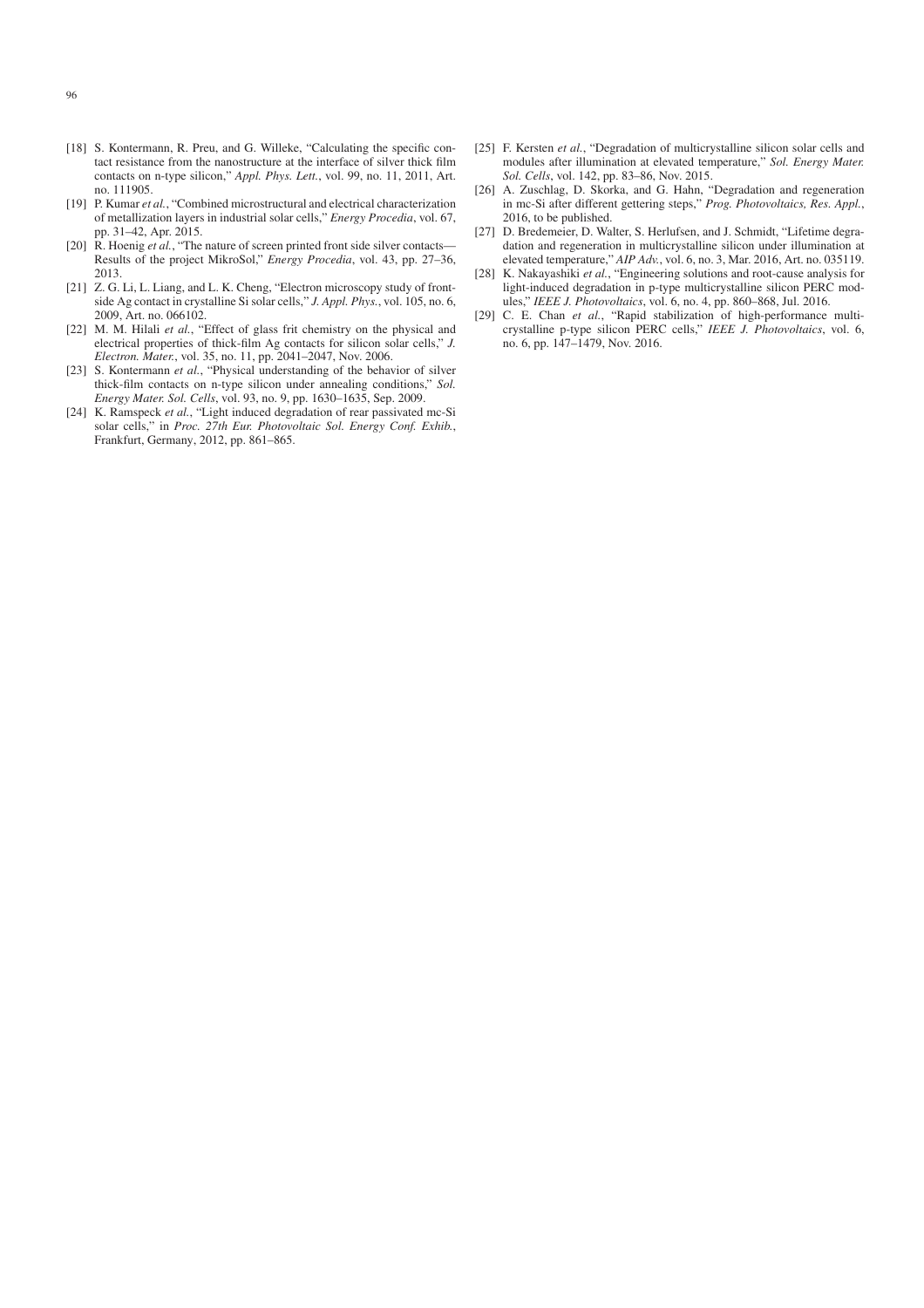[18] S. Kontermann, R. Preu, and G. Willeke, "Calculating the specific contact resistance from the nanostructure at the interface of silver thick film contacts on n-type silicon," *Appl. Phys. Lett.*, vol. 99, no. 11, 2011, Art. no. 111905.

[19] P. Kumar *et al.*, "Combined microstructural and electrical characterization of metallization layers in industrial solar cells," *Energy Procedia*, vol. 67, pp. 31–42, Apr. 2015.

[20] R. Hoenig *et al.*, "The nature of screen printed front side silver contacts—Results of the project MikroSol," *Energy Procedia*, vol. 43, pp. 27–36, 2013.

[21] Z. G. Li, L. Liang, and L. K. Cheng, "Electron microscopy study of front-side Ag contact in crystalline Si solar cells," *J. Appl. Phys.*, vol. 105, no. 6, 2009, Art. no. 066102.

[22] M. M. Hilali *et al.*, "Effect of glass frit chemistry on the physical and electrical properties of thick-film Ag contacts for silicon solar cells," *J. Electron. Mater.*, vol. 35, no. 11, pp. 2041–2047, Nov. 2006.

[23] S. Kontermann *et al.*, "Physical understanding of the behavior of silver thick-film contacts on n-type silicon under annealing conditions," *Sol. Energy Mater. Sol. Cells*, vol. 93, no. 9, pp. 1630–1635, Sep. 2009.

[24] K. Ramspeck *et al.*, "Light induced degradation of rear passivated mc-Si solar cells," in *Proc. 27th Eur. Photovoltaic Sol. Energy Conf. Exhib.*, Frankfurt, Germany, 2012, pp. 861–865.

[25] F. Kersten *et al.*, "Degradation of multicrystalline silicon solar cells and modules after illumination at elevated temperature," *Sol. Energy Mater. Sol. Cells*, vol. 142, pp. 83–86, Nov. 2015.

[26] A. Zuschlag, D. Skorka, and G. Hahn, "Degradation and regeneration in mc-Si after different gettering steps," *Prog. Photovoltaics, Res. Appl.*, 2016, to be published.

[27] D. Bredemeier, D. Walter, S. Herlufsen, and J. Schmidt, "Lifetime degradation and regeneration in multicrystalline silicon under illumination at elevated temperature," *AIP Adv.*, vol. 6, no. 3, Mar. 2016, Art. no. 035119.

[28] K. Nakayashiki *et al.*, "Engineering solutions and root-cause analysis for light-induced degradation in p-type multicrystalline silicon PERC modules," *IEEE J. Photovoltaics*, vol. 6, no. 4, pp. 860–868, Jul. 2016.

[29] C. E. Chan *et al.*, "Rapid stabilization of high-performance multicrystalline p-type silicon PERC cells," *IEEE J. Photovoltaics*, vol. 6, no. 6, pp. 147–1479, Nov. 2016.